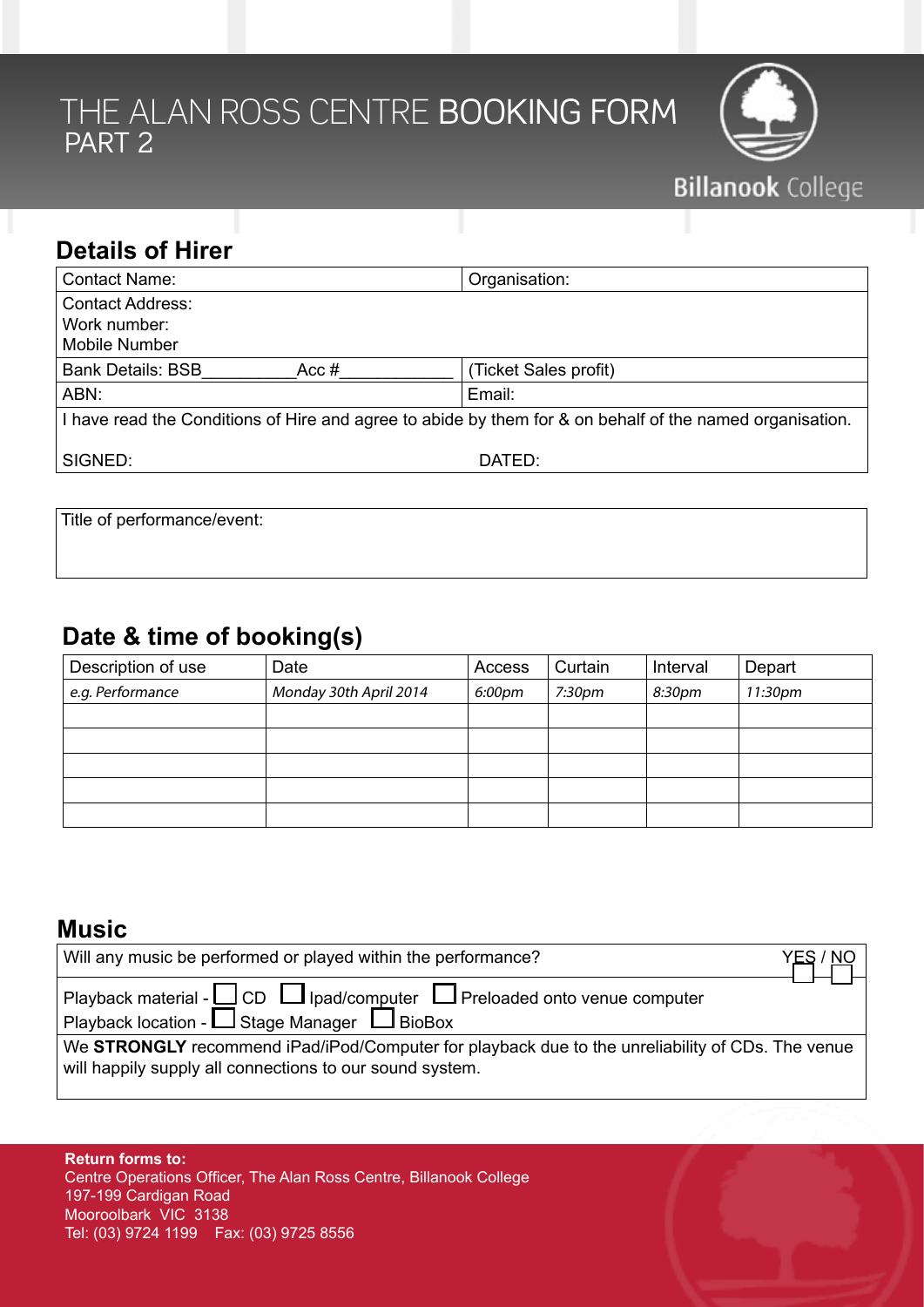# THE ALAN ROSS CENTRE BOOKING FORM
## PART 2

Billanook College

## Details of Hirer

| Contact Name: | Organisation: |
|---|---|
| Contact Address:<br>Work number:<br>Mobile Number | |
| Bank Details: BSB__________Acc #____________ | (Ticket Sales profit) |
| ABN: | Email: |
| I have read the Conditions of Hire and agree to abide by them for & on behalf of the named organisation.<br><br>SIGNED: | DATED: |

| Title of performance/event: |
|---|
| |

## Date & time of booking(s)

| Description of use | Date | Access | Curtain | Interval | Depart |
|---|---|---|---|---|---|
| *e.g. Performance* | *Monday 30th April 2014* | *6:00pm* | *7:30pm* | *8:30pm* | *11:30pm* |
| | | | | | |
| | | | | | |
| | | | | | |
| | | | | | |
| | | | | | |

## Music

| Will any music be performed or played within the performance? | YES / NO ☐ ☐ |
|---|---|
| Playback material - ☐ CD ☐ Ipad/computer ☐ Preloaded onto venue computer<br>Playback location - ☐ Stage Manager ☐ BioBox | |
| We **STRONGLY** recommend iPad/iPod/Computer for playback due to the unreliability of CDs. The venue will happily supply all connections to our sound system. | |

**Return forms to:**
Centre Operations Officer, The Alan Ross Centre, Billanook College
197-199 Cardigan Road
Mooroolbark VIC 3138
Tel: (03) 9724 1199 Fax: (03) 9725 8556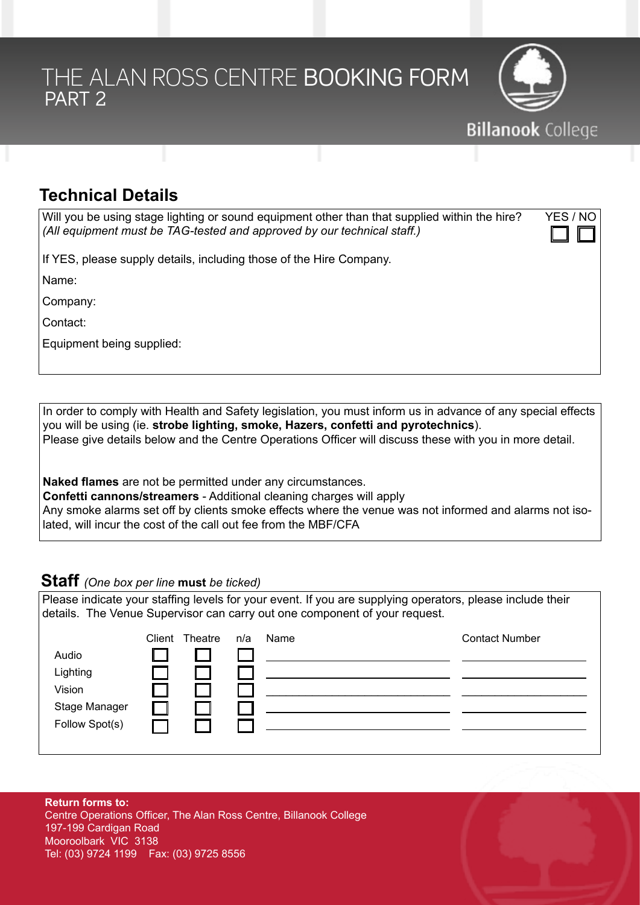# THE ALAN ROSS CENTRE **BOOKING FORM**
PART 2

Billanook College

## Technical Details

Will you be using stage lighting or sound equipment other than that supplied within the hire? YES / NO ☐ ☐
*(All equipment must be TAG-tested and approved by our technical staff.)*

If YES, please supply details, including those of the Hire Company.

Name:

Company:

Contact:

Equipment being supplied:

---

In order to comply with Health and Safety legislation, you must inform us in advance of any special effects you will be using (ie. **strobe lighting, smoke, Hazers, confetti and pyrotechnics**).
Please give details below and the Centre Operations Officer will discuss these with you in more detail.

**Naked flames** are not be permitted under any circumstances.
**Confetti cannons/streamers** - Additional cleaning charges will apply
Any smoke alarms set off by clients smoke effects where the venue was not informed and alarms not isolated, will incur the cost of the call out fee from the MBF/CFA

## Staff *(One box per line **must** be ticked)*

Please indicate your staffing levels for your event. If you are supplying operators, please include their details. The Venue Supervisor can carry out one component of your request.

| | Client | Theatre | n/a | Name | Contact Number |
|---|---|---|---|---|---|
| Audio | ☐ | ☐ | ☐ | | |
| Lighting | ☐ | ☐ | ☐ | | |
| Vision | ☐ | ☐ | ☐ | | |
| Stage Manager | ☐ | ☐ | ☐ | | |
| Follow Spot(s) | ☐ | ☐ | ☐ | | |

**Return forms to:**
Centre Operations Officer, The Alan Ross Centre, Billanook College
197-199 Cardigan Road
Mooroolbark VIC 3138
Tel: (03) 9724 1199 Fax: (03) 9725 8556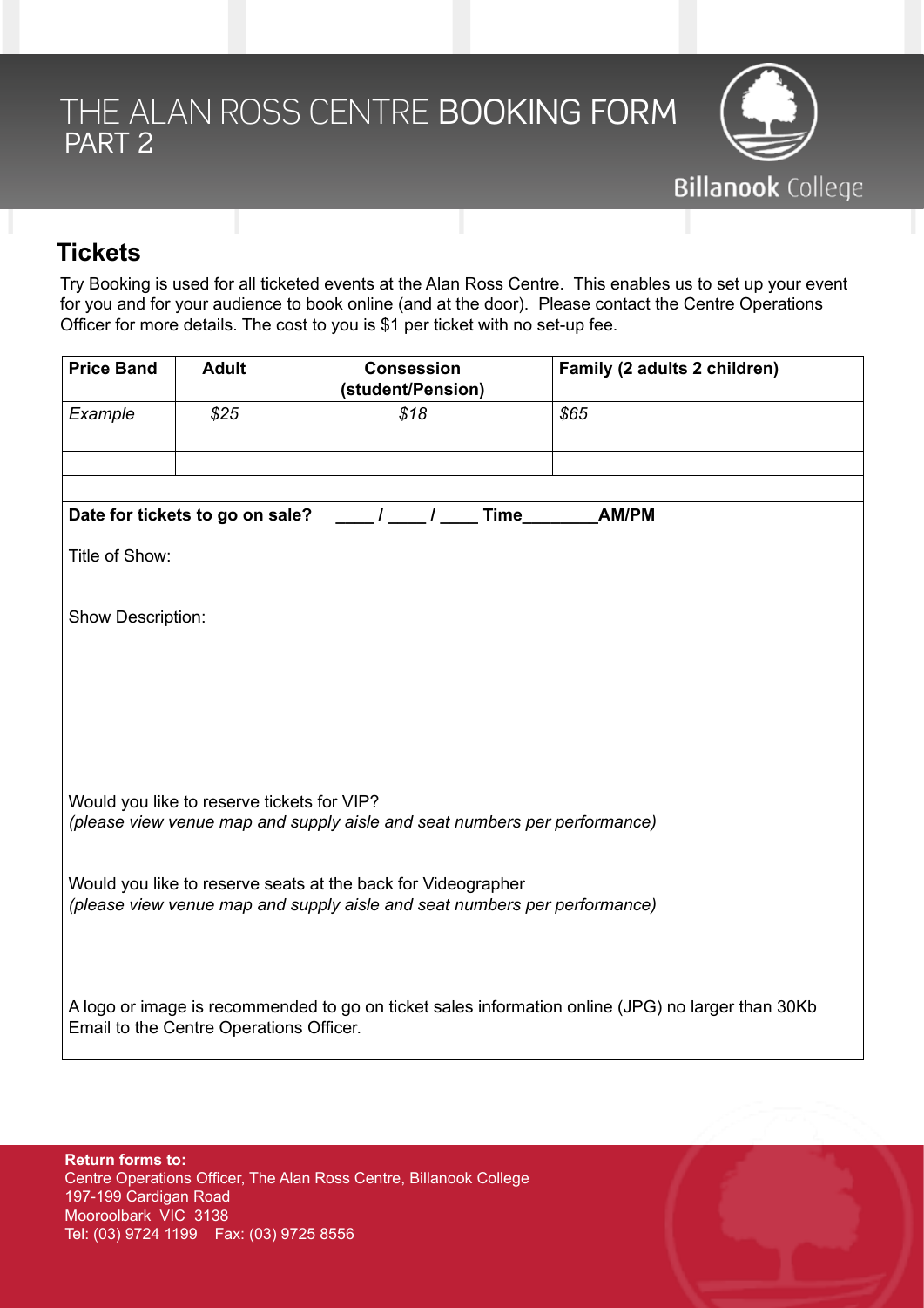# THE ALAN ROSS CENTRE **BOOKING FORM**
## PART 2

Billanook College

## Tickets

Try Booking is used for all ticketed events at the Alan Ross Centre. This enables us to set up your event for you and for your audience to book online (and at the door). Please contact the Centre Operations Officer for more details. The cost to you is $1 per ticket with no set-up fee.

| **Price Band** | **Adult** | **Consession (student/Pension)** | **Family (2 adults 2 children)** |
|---|---|---|---|
| *Example* | *$25* | *$18* | *$65* |
| | | | |
| | | | |

**Date for tickets to go on sale?** ____ / ____ / ____ **Time**________**AM/PM**

Title of Show:

Show Description:

Would you like to reserve tickets for VIP?
*(please view venue map and supply aisle and seat numbers per performance)*

Would you like to reserve seats at the back for Videographer
*(please view venue map and supply aisle and seat numbers per performance)*

A logo or image is recommended to go on ticket sales information online (JPG) no larger than 30Kb
Email to the Centre Operations Officer.

**Return forms to:**
Centre Operations Officer, The Alan Ross Centre, Billanook College
197-199 Cardigan Road
Mooroolbark VIC 3138
Tel: (03) 9724 1199 Fax: (03) 9725 8556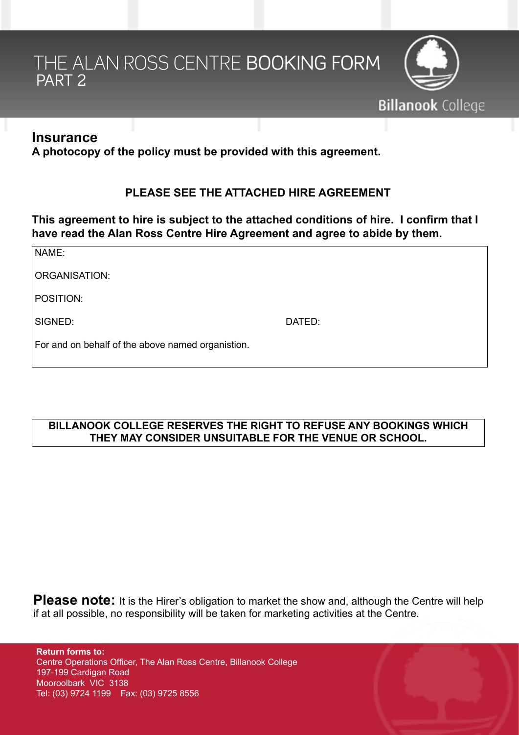# THE ALAN ROSS CENTRE **BOOKING FORM**
PART 2

Billanook College

## Insurance

**A photocopy of the policy must be provided with this agreement.**

**PLEASE SEE THE ATTACHED HIRE AGREEMENT**

**This agreement to hire is subject to the attached conditions of hire. I confirm that I have read the Alan Ross Centre Hire Agreement and agree to abide by them.**

NAME:

ORGANISATION:

POSITION:

SIGNED: DATED:

For and on behalf of the above named organistion.

**BILLANOOK COLLEGE RESERVES THE RIGHT TO REFUSE ANY BOOKINGS WHICH THEY MAY CONSIDER UNSUITABLE FOR THE VENUE OR SCHOOL.**

**Please note:** It is the Hirer's obligation to market the show and, although the Centre will help if at all possible, no responsibility will be taken for marketing activities at the Centre.

**Return forms to:**
Centre Operations Officer, The Alan Ross Centre, Billanook College
197-199 Cardigan Road
Mooroolbark VIC 3138
Tel: (03) 9724 1199 Fax: (03) 9725 8556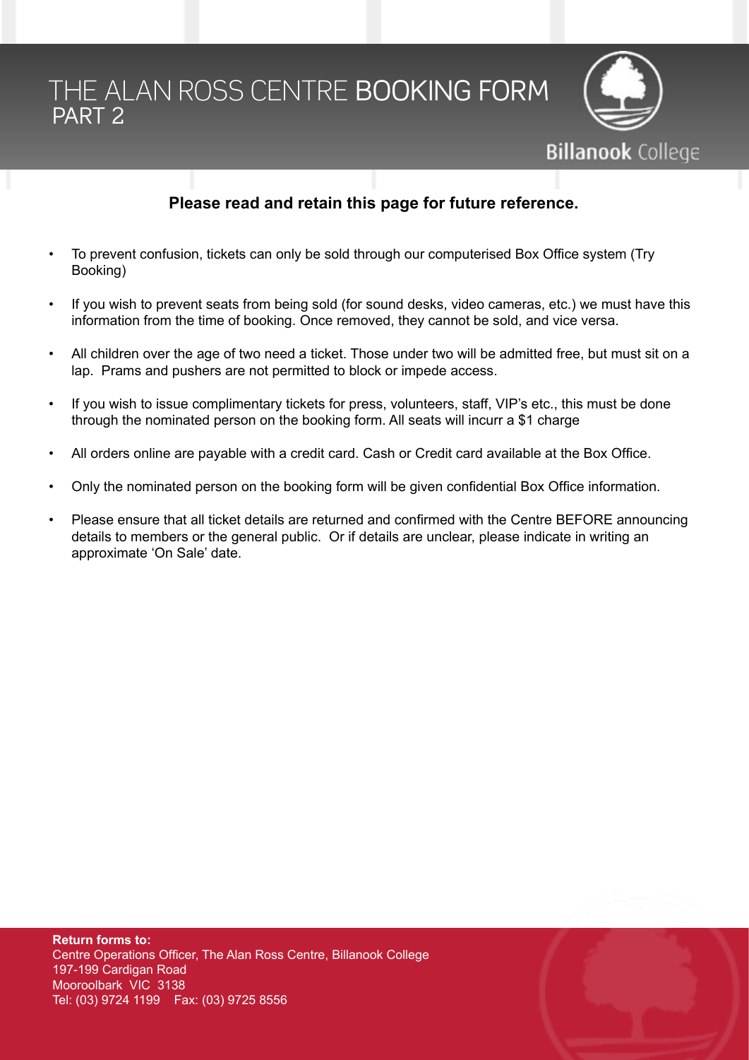# THE ALAN ROSS CENTRE BOOKING FORM
## PART 2

Billanook College

**Please read and retain this page for future reference.**

- To prevent confusion, tickets can only be sold through our computerised Box Office system (Try Booking)
- If you wish to prevent seats from being sold (for sound desks, video cameras, etc.) we must have this information from the time of booking. Once removed, they cannot be sold, and vice versa.
- All children over the age of two need a ticket. Those under two will be admitted free, but must sit on a lap. Prams and pushers are not permitted to block or impede access.
- If you wish to issue complimentary tickets for press, volunteers, staff, VIP's etc., this must be done through the nominated person on the booking form. All seats will incur a $1 charge
- All orders online are payable with a credit card. Cash or Credit card available at the Box Office.
- Only the nominated person on the booking form will be given confidential Box Office information.
- Please ensure that all ticket details are returned and confirmed with the Centre BEFORE announcing details to members or the general public. Or if details are unclear, please indicate in writing an approximate 'On Sale' date.

**Return forms to:**
Centre Operations Officer, The Alan Ross Centre, Billanook College
197-199 Cardigan Road
Mooroolbark VIC 3138
Tel: (03) 9724 1199 Fax: (03) 9725 8556